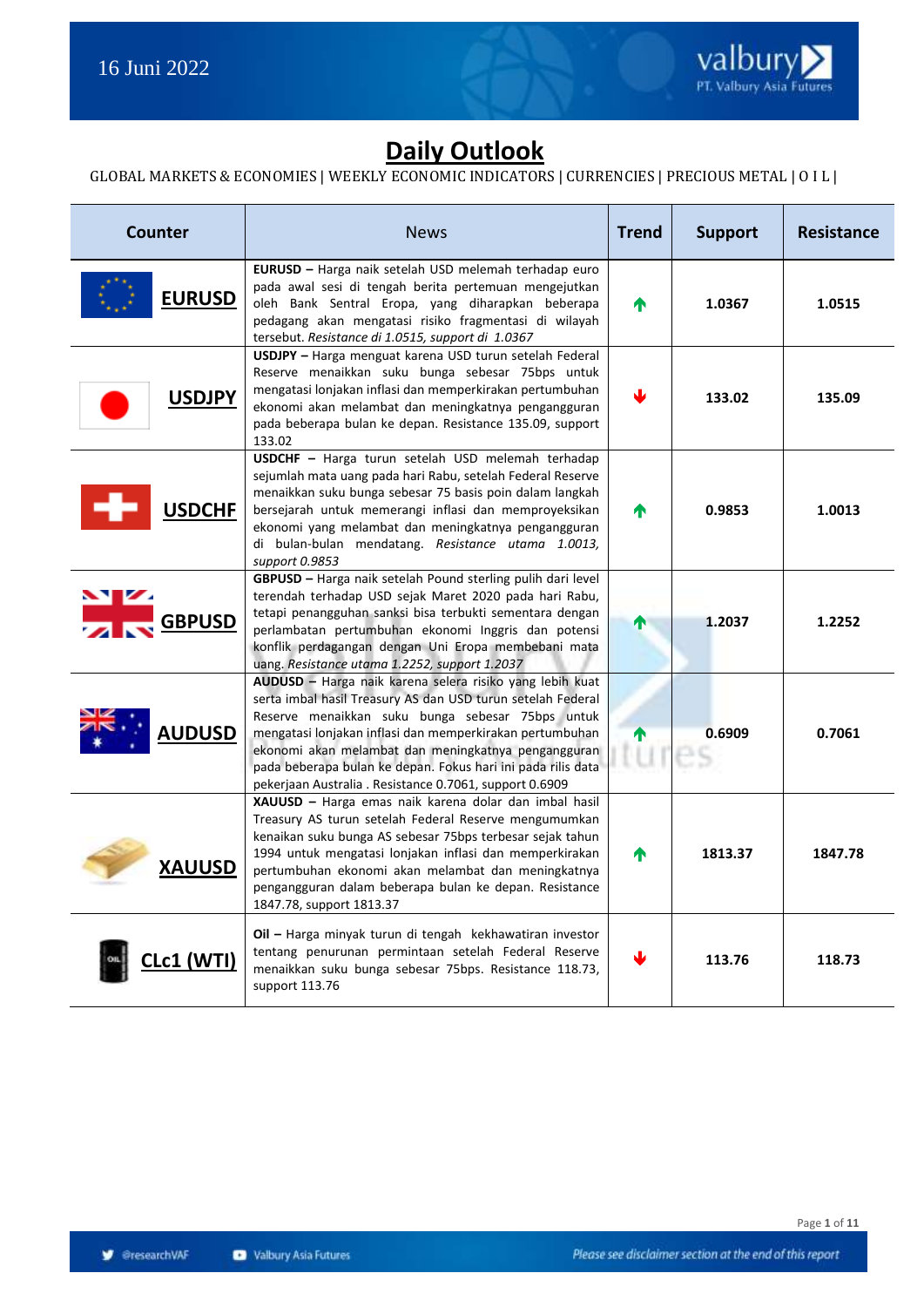16 Juni 2022

# Daily Outlook

GLOBAL MARKETS & ECONOMIES | WEEKLY ECONOMIC INDICATORS | CURRENCIES | PRECIOUS METAL | O I L |

| Counter | News | Trend | Support | Resistance |
|---|---|---|---|---|
| **EURUSD** | **EURUSD –** Harga naik setelah USD melemah terhadap euro pada awal sesi di tengah berita pertemuan mengejutkan oleh Bank Sentral Eropa, yang diharapkan beberapa pedagang akan mengatasi risiko fragmentasi di wilayah tersebut. *Resistance di 1.0515, support di 1.0367* | ↑ | 1.0367 | 1.0515 |
| **USDJPY** | **USDJPY –** Harga menguat karena USD turun setelah Federal Reserve menaikkan suku bunga sebesar 75bps untuk mengatasi lonjakan inflasi dan memperkirakan pertumbuhan ekonomi akan melambat dan meningkatnya pengangguran pada beberapa bulan ke depan. Resistance 135.09, support 133.02 | ↓ | 133.02 | 135.09 |
| **USDCHF** | **USDCHF –** Harga turun setelah USD melemah terhadap sejumlah mata uang pada hari Rabu, setelah Federal Reserve menaikkan suku bunga sebesar 75 basis poin dalam langkah bersejarah untuk memerangi inflasi dan memproyeksikan ekonomi yang melambat dan meningkatnya pengangguran di bulan-bulan mendatang. *Resistance utama 1.0013, support 0.9853* | ↑ | 0.9853 | 1.0013 |
| **GBPUSD** | **GBPUSD –** Harga naik setelah Pound sterling pulih dari level terendah terhadap USD sejak Maret 2020 pada hari Rabu, tetapi penangguhan sanksi bisa terbukti sementara dengan perlambatan pertumbuhan ekonomi Inggris dan potensi konflik perdagangan dengan Uni Eropa membebani mata uang. *Resistance utama 1.2252, support 1.2037* | ↑ | 1.2037 | 1.2252 |
| **AUDUSD** | **AUDUSD –** Harga naik karena selera risiko yang lebih kuat serta imbal hasil Treasury AS dan USD turun setelah Federal Reserve menaikkan suku bunga sebesar 75bps untuk mengatasi lonjakan inflasi dan memperkirakan pertumbuhan ekonomi akan melambat dan meningkatnya pengangguran pada beberapa bulan ke depan. Fokus hari ini pada rilis data pekerjaan Australia . Resistance 0.7061, support 0.6909 | ↑ | 0.6909 | 0.7061 |
| **XAUUSD** | **XAUUSD –** Harga emas naik karena dolar dan imbal hasil Treasury AS turun setelah Federal Reserve mengumumkan kenaikan suku bunga AS sebesar 75bps terbesar sejak tahun 1994 untuk mengatasi lonjakan inflasi dan memperkirakan pertumbuhan ekonomi akan melambat dan meningkatnya pengangguran dalam beberapa bulan ke depan. Resistance 1847.78, support 1813.37 | ↑ | 1813.37 | 1847.78 |
| **CLc1 (WTI)** | **Oil –** Harga minyak turun di tengah kekhawatiran investor tentang penurunan permintaan setelah Federal Reserve menaikkan suku bunga sebesar 75bps. Resistance 118.73, support 113.76 | ↓ | 113.76 | 118.73 |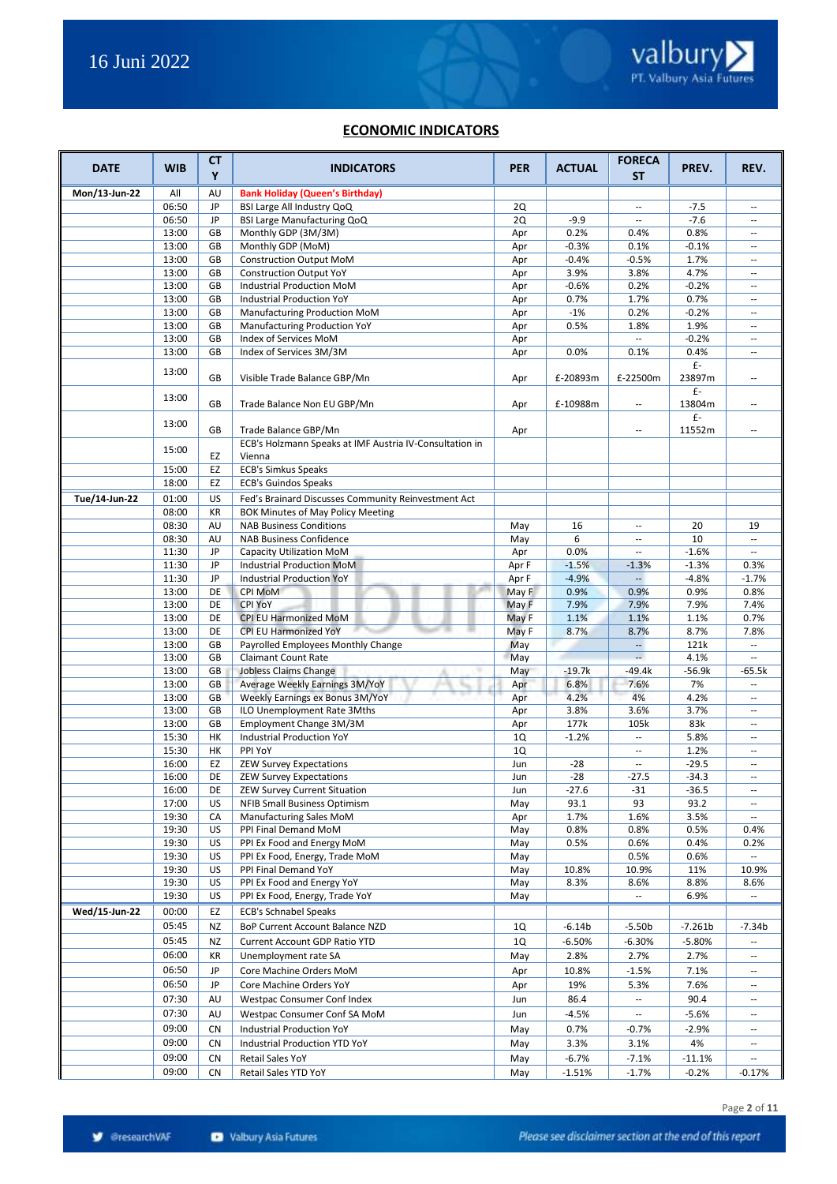## ECONOMIC INDICATORS

| DATE | WIB | CTY | INDICATORS | PER | ACTUAL | FORECAST | PREV. | REV. |
|---|---|---|---|---|---|---|---|---|
| Mon/13-Jun-22 | All | AU | **Bank Holiday (Queen's Birthday)** | | | | | |
| | 06:50 | JP | BSI Large All Industry QoQ | 2Q | | -- | -7.5 | -- |
| | 06:50 | JP | BSI Large Manufacturing QoQ | 2Q | -9.9 | -- | -7.6 | -- |
| | 13:00 | GB | Monthly GDP (3M/3M) | Apr | 0.2% | 0.4% | 0.8% | -- |
| | 13:00 | GB | Monthly GDP (MoM) | Apr | -0.3% | 0.1% | -0.1% | -- |
| | 13:00 | GB | Construction Output MoM | Apr | -0.4% | -0.5% | 1.7% | -- |
| | 13:00 | GB | Construction Output YoY | Apr | 3.9% | 3.8% | 4.7% | -- |
| | 13:00 | GB | Industrial Production MoM | Apr | -0.6% | 0.2% | -0.2% | -- |
| | 13:00 | GB | Industrial Production YoY | Apr | 0.7% | 1.7% | 0.7% | -- |
| | 13:00 | GB | Manufacturing Production MoM | Apr | -1% | 0.2% | -0.2% | -- |
| | 13:00 | GB | Manufacturing Production YoY | Apr | 0.5% | 1.8% | 1.9% | -- |
| | 13:00 | GB | Index of Services MoM | Apr | | -- | -0.2% | -- |
| | 13:00 | GB | Index of Services 3M/3M | Apr | 0.0% | 0.1% | 0.4% | -- |
| | 13:00 | GB | Visible Trade Balance GBP/Mn | Apr | £-20893m | £-22500m | £-23897m | -- |
| | 13:00 | GB | Trade Balance Non EU GBP/Mn | Apr | £-10988m | -- | £-13804m | -- |
| | 13:00 | GB | Trade Balance GBP/Mn | Apr | | -- | £-11552m | -- |
| | 15:00 | EZ | ECB's Holzmann Speaks at IMF Austria IV-Consultation in Vienna | | | | | |
| | 15:00 | EZ | ECB's Simkus Speaks | | | | | |
| | 18:00 | EZ | ECB's Guindos Speaks | | | | | |
| Tue/14-Jun-22 | 01:00 | US | Fed's Brainard Discusses Community Reinvestment Act | | | | | |
| | 08:00 | KR | BOK Minutes of May Policy Meeting | | | | | |
| | 08:30 | AU | NAB Business Conditions | May | 16 | -- | 20 | 19 |
| | 08:30 | AU | NAB Business Confidence | May | 6 | -- | 10 | -- |
| | 11:30 | JP | Capacity Utilization MoM | Apr | 0.0% | -- | -1.6% | -- |
| | 11:30 | JP | Industrial Production MoM | Apr F | -1.5% | -1.3% | -1.3% | 0.3% |
| | 11:30 | JP | Industrial Production YoY | Apr F | -4.9% | -- | -4.8% | -1.7% |
| | 13:00 | DE | CPI MoM | May F | 0.9% | 0.9% | 0.9% | 0.8% |
| | 13:00 | DE | CPI YoY | May F | 7.9% | 7.9% | 7.9% | 7.4% |
| | 13:00 | DE | CPI EU Harmonized MoM | May F | 1.1% | 1.1% | 1.1% | 0.7% |
| | 13:00 | DE | CPI EU Harmonized YoY | May F | 8.7% | 8.7% | 8.7% | 7.8% |
| | 13:00 | GB | Payrolled Employees Monthly Change | May | | -- | 121k | -- |
| | 13:00 | GB | Claimant Count Rate | May | | -- | 4.1% | -- |
| | 13:00 | GB | Jobless Claims Change | May | -19.7k | -49.4k | -56.9k | -65.5k |
| | 13:00 | GB | Average Weekly Earnings 3M/YoY | Apr | 6.8% | 7.6% | 7% | -- |
| | 13:00 | GB | Weekly Earnings ex Bonus 3M/YoY | Apr | 4.2% | 4% | 4.2% | -- |
| | 13:00 | GB | ILO Unemployment Rate 3Mths | Apr | 3.8% | 3.6% | 3.7% | -- |
| | 13:00 | GB | Employment Change 3M/3M | Apr | 177k | 105k | 83k | -- |
| | 15:30 | HK | Industrial Production YoY | 1Q | -1.2% | -- | 5.8% | -- |
| | 15:30 | HK | PPI YoY | 1Q | | -- | 1.2% | -- |
| | 16:00 | EZ | ZEW Survey Expectations | Jun | -28 | -- | -29.5 | -- |
| | 16:00 | DE | ZEW Survey Expectations | Jun | -28 | -27.5 | -34.3 | -- |
| | 16:00 | DE | ZEW Survey Current Situation | Jun | -27.6 | -31 | -36.5 | -- |
| | 17:00 | US | NFIB Small Business Optimism | May | 93.1 | 93 | 93.2 | -- |
| | 19:30 | CA | Manufacturing Sales MoM | Apr | 1.7% | 1.6% | 3.5% | -- |
| | 19:30 | US | PPI Final Demand MoM | May | 0.8% | 0.8% | 0.5% | 0.4% |
| | 19:30 | US | PPI Ex Food and Energy MoM | May | 0.5% | 0.6% | 0.4% | 0.2% |
| | 19:30 | US | PPI Ex Food, Energy, Trade MoM | May | | 0.5% | 0.6% | -- |
| | 19:30 | US | PPI Final Demand YoY | May | 10.8% | 10.9% | 11% | 10.9% |
| | 19:30 | US | PPI Ex Food and Energy YoY | May | 8.3% | 8.6% | 8.8% | 8.6% |
| | 19:30 | US | PPI Ex Food, Energy, Trade YoY | May | | -- | 6.9% | -- |
| Wed/15-Jun-22 | 00:00 | EZ | ECB's Schnabel Speaks | | | | | |
| | 05:45 | NZ | BoP Current Account Balance NZD | 1Q | -6.14b | -5.50b | -7.261b | -7.34b |
| | 05:45 | NZ | Current Account GDP Ratio YTD | 1Q | -6.50% | -6.30% | -5.80% | -- |
| | 06:00 | KR | Unemployment rate SA | May | 2.8% | 2.7% | 2.7% | -- |
| | 06:50 | JP | Core Machine Orders MoM | Apr | 10.8% | -1.5% | 7.1% | -- |
| | 06:50 | JP | Core Machine Orders YoY | Apr | 19% | 5.3% | 7.6% | -- |
| | 07:30 | AU | Westpac Consumer Conf Index | Jun | 86.4 | -- | 90.4 | -- |
| | 07:30 | AU | Westpac Consumer Conf SA MoM | Jun | -4.5% | -- | -5.6% | -- |
| | 09:00 | CN | Industrial Production YoY | May | 0.7% | -0.7% | -2.9% | -- |
| | 09:00 | CN | Industrial Production YTD YoY | May | 3.3% | 3.1% | 4% | -- |
| | 09:00 | CN | Retail Sales YoY | May | -6.7% | -7.1% | -11.1% | -- |
| | 09:00 | CN | Retail Sales YTD YoY | May | -1.51% | -1.7% | -0.2% | -0.17% |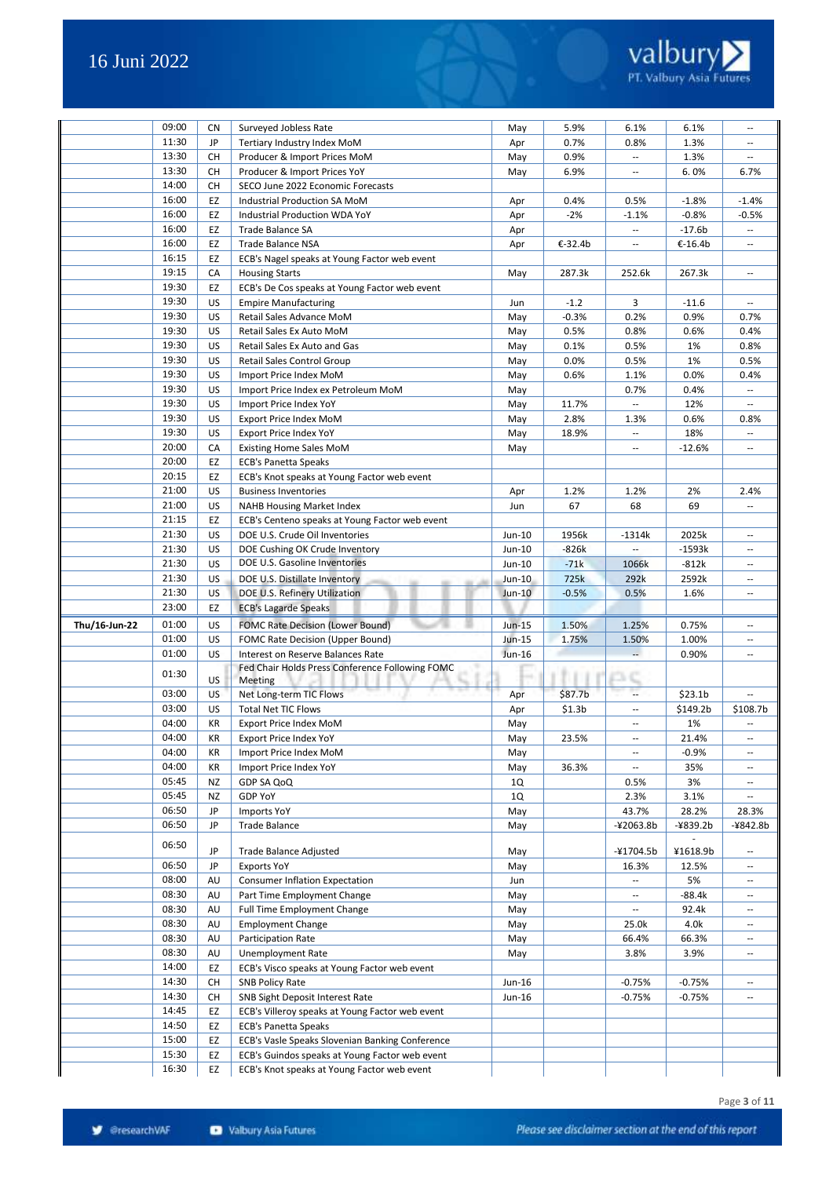| | | | | | | | | |
|---|---|---|---|---|---|---|---|---|
| | 09:00 | CN | Surveyed Jobless Rate | May | 5.9% | 6.1% | 6.1% | -- |
| | 11:30 | JP | Tertiary Industry Index MoM | Apr | 0.7% | 0.8% | 1.3% | -- |
| | 13:30 | CH | Producer & Import Prices MoM | May | 0.9% | -- | 1.3% | -- |
| | 13:30 | CH | Producer & Import Prices YoY | May | 6.9% | -- | 6. 0% | 6.7% |
| | 14:00 | CH | SECO June 2022 Economic Forecasts | | | | | |
| | 16:00 | EZ | Industrial Production SA MoM | Apr | 0.4% | 0.5% | -1.8% | -1.4% |
| | 16:00 | EZ | Industrial Production WDA YoY | Apr | -2% | -1.1% | -0.8% | -0.5% |
| | 16:00 | EZ | Trade Balance SA | Apr | | -- | -17.6b | -- |
| | 16:00 | EZ | Trade Balance NSA | Apr | €-32.4b | -- | €-16.4b | -- |
| | 16:15 | EZ | ECB's Nagel speaks at Young Factor web event | | | | | |
| | 19:15 | CA | Housing Starts | May | 287.3k | 252.6k | 267.3k | -- |
| | 19:30 | EZ | ECB's De Cos speaks at Young Factor web event | | | | | |
| | 19:30 | US | Empire Manufacturing | Jun | -1.2 | 3 | -11.6 | -- |
| | 19:30 | US | Retail Sales Advance MoM | May | -0.3% | 0.2% | 0.9% | 0.7% |
| | 19:30 | US | Retail Sales Ex Auto MoM | May | 0.5% | 0.8% | 0.6% | 0.4% |
| | 19:30 | US | Retail Sales Ex Auto and Gas | May | 0.1% | 0.5% | 1% | 0.8% |
| | 19:30 | US | Retail Sales Control Group | May | 0.0% | 0.5% | 1% | 0.5% |
| | 19:30 | US | Import Price Index MoM | May | 0.6% | 1.1% | 0.0% | 0.4% |
| | 19:30 | US | Import Price Index ex Petroleum MoM | May | | 0.7% | 0.4% | -- |
| | 19:30 | US | Import Price Index YoY | May | 11.7% | -- | 12% | -- |
| | 19:30 | US | Export Price Index MoM | May | 2.8% | 1.3% | 0.6% | 0.8% |
| | 19:30 | US | Export Price Index YoY | May | 18.9% | -- | 18% | -- |
| | 20:00 | CA | Existing Home Sales MoM | May | | -- | -12.6% | -- |
| | 20:00 | EZ | ECB's Panetta Speaks | | | | | |
| | 20:15 | EZ | ECB's Knot speaks at Young Factor web event | | | | | |
| | 21:00 | US | Business Inventories | Apr | 1.2% | 1.2% | 2% | 2.4% |
| | 21:00 | US | NAHB Housing Market Index | Jun | 67 | 68 | 69 | -- |
| | 21:15 | EZ | ECB's Centeno speaks at Young Factor web event | | | | | |
| | 21:30 | US | DOE U.S. Crude Oil Inventories | Jun-10 | 1956k | -1314k | 2025k | -- |
| | 21:30 | US | DOE Cushing OK Crude Inventory | Jun-10 | -826k | -- | -1593k | -- |
| | 21:30 | US | DOE U.S. Gasoline Inventories | Jun-10 | -71k | 1066k | -812k | -- |
| | 21:30 | US | DOE U.S. Distillate Inventory | Jun-10 | 725k | 292k | 2592k | -- |
| | 21:30 | US | DOE U.S. Refinery Utilization | Jun-10 | -0.5% | 0.5% | 1.6% | -- |
| | 23:00 | EZ | ECB's Lagarde Speaks | | | | | |
| **Thu/16-Jun-22** | 01:00 | US | FOMC Rate Decision (Lower Bound) | Jun-15 | 1.50% | 1.25% | 0.75% | -- |
| | 01:00 | US | FOMC Rate Decision (Upper Bound) | Jun-15 | 1.75% | 1.50% | 1.00% | -- |
| | 01:00 | US | Interest on Reserve Balances Rate | Jun-16 | | -- | 0.90% | -- |
| | 01:30 | US | Fed Chair Holds Press Conference Following FOMC Meeting | | | | | |
| | 03:00 | US | Net Long-term TIC Flows | Apr | $87.7b | -- | $23.1b | -- |
| | 03:00 | US | Total Net TIC Flows | Apr | $1.3b | -- | $149.2b | $108.7b |
| | 04:00 | KR | Export Price Index MoM | May | | -- | 1% | -- |
| | 04:00 | KR | Export Price Index YoY | May | 23.5% | -- | 21.4% | -- |
| | 04:00 | KR | Import Price Index MoM | May | | -- | -0.9% | -- |
| | 04:00 | KR | Import Price Index YoY | May | 36.3% | -- | 35% | -- |
| | 05:45 | NZ | GDP SA QoQ | 1Q | | 0.5% | 3% | -- |
| | 05:45 | NZ | GDP YoY | 1Q | | 2.3% | 3.1% | -- |
| | 06:50 | JP | Imports YoY | May | | 43.7% | 28.2% | 28.3% |
| | 06:50 | JP | Trade Balance | May | | -¥2063.8b | -¥839.2b | -¥842.8b |
| | 06:50 | JP | Trade Balance Adjusted | May | | -¥1704.5b | -¥1618.9b | -- |
| | 06:50 | JP | Exports YoY | May | | 16.3% | 12.5% | -- |
| | 08:00 | AU | Consumer Inflation Expectation | Jun | | -- | 5% | -- |
| | 08:30 | AU | Part Time Employment Change | May | | -- | -88.4k | -- |
| | 08:30 | AU | Full Time Employment Change | May | | -- | 92.4k | -- |
| | 08:30 | AU | Employment Change | May | | 25.0k | 4.0k | -- |
| | 08:30 | AU | Participation Rate | May | | 66.4% | 66.3% | -- |
| | 08:30 | AU | Unemployment Rate | May | | 3.8% | 3.9% | -- |
| | 14:00 | EZ | ECB's Visco speaks at Young Factor web event | | | | | |
| | 14:30 | CH | SNB Policy Rate | Jun-16 | | -0.75% | -0.75% | -- |
| | 14:30 | CH | SNB Sight Deposit Interest Rate | Jun-16 | | -0.75% | -0.75% | -- |
| | 14:45 | EZ | ECB's Villeroy speaks at Young Factor web event | | | | | |
| | 14:50 | EZ | ECB's Panetta Speaks | | | | | |
| | 15:00 | EZ | ECB's Vasle Speaks Slovenian Banking Conference | | | | | |
| | 15:30 | EZ | ECB's Guindos speaks at Young Factor web event | | | | | |
| | 16:30 | EZ | ECB's Knot speaks at Young Factor web event | | | | | |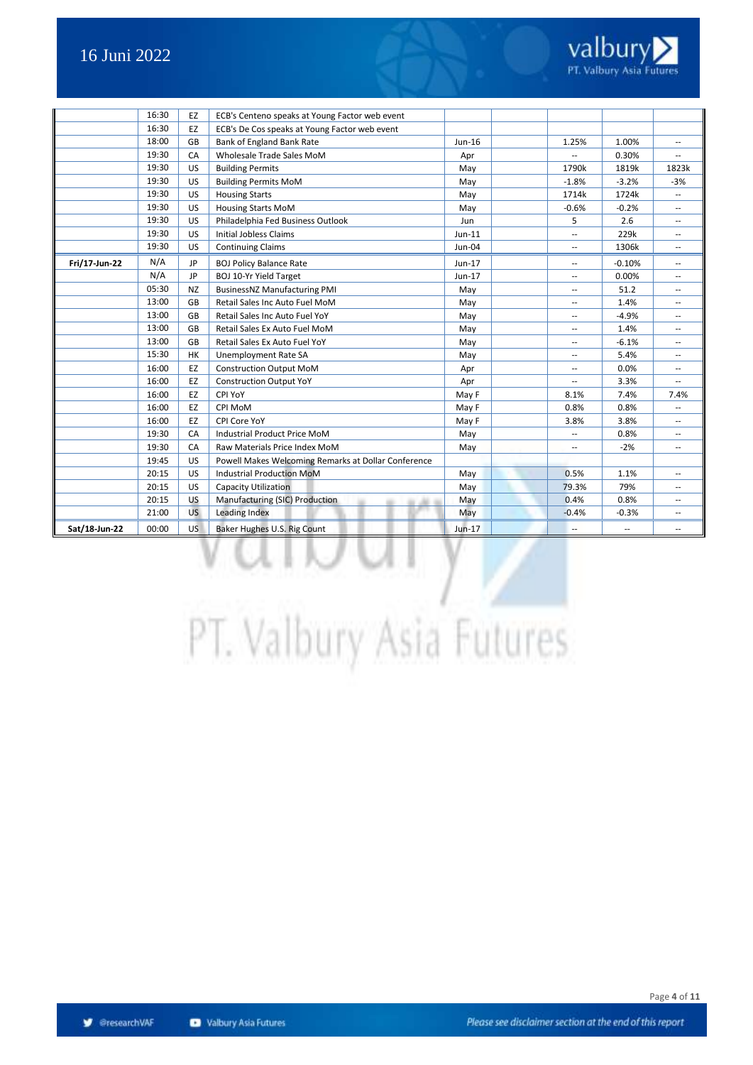| | | | | | | | | |
|---|---|---|---|---|---|---|---|---|
| | 16:30 | EZ | ECB's Centeno speaks at Young Factor web event | | | | | |
| | 16:30 | EZ | ECB's De Cos speaks at Young Factor web event | | | | | |
| | 18:00 | GB | Bank of England Bank Rate | Jun-16 | | 1.25% | 1.00% | -- |
| | 19:30 | CA | Wholesale Trade Sales MoM | Apr | | -- | 0.30% | -- |
| | 19:30 | US | Building Permits | May | | 1790k | 1819k | 1823k |
| | 19:30 | US | Building Permits MoM | May | | -1.8% | -3.2% | -3% |
| | 19:30 | US | Housing Starts | May | | 1714k | 1724k | -- |
| | 19:30 | US | Housing Starts MoM | May | | -0.6% | -0.2% | -- |
| | 19:30 | US | Philadelphia Fed Business Outlook | Jun | | 5 | 2.6 | -- |
| | 19:30 | US | Initial Jobless Claims | Jun-11 | | -- | 229k | -- |
| | 19:30 | US | Continuing Claims | Jun-04 | | -- | 1306k | -- |
| **Fri/17-Jun-22** | N/A | JP | BOJ Policy Balance Rate | Jun-17 | | -- | -0.10% | -- |
| | N/A | JP | BOJ 10-Yr Yield Target | Jun-17 | | -- | 0.00% | -- |
| | 05:30 | NZ | BusinessNZ Manufacturing PMI | May | | -- | 51.2 | -- |
| | 13:00 | GB | Retail Sales Inc Auto Fuel MoM | May | | -- | 1.4% | -- |
| | 13:00 | GB | Retail Sales Inc Auto Fuel YoY | May | | -- | -4.9% | -- |
| | 13:00 | GB | Retail Sales Ex Auto Fuel MoM | May | | -- | 1.4% | -- |
| | 13:00 | GB | Retail Sales Ex Auto Fuel YoY | May | | -- | -6.1% | -- |
| | 15:30 | HK | Unemployment Rate SA | May | | -- | 5.4% | -- |
| | 16:00 | EZ | Construction Output MoM | Apr | | -- | 0.0% | -- |
| | 16:00 | EZ | Construction Output YoY | Apr | | -- | 3.3% | -- |
| | 16:00 | EZ | CPI YoY | May F | | 8.1% | 7.4% | 7.4% |
| | 16:00 | EZ | CPI MoM | May F | | 0.8% | 0.8% | -- |
| | 16:00 | EZ | CPI Core YoY | May F | | 3.8% | 3.8% | -- |
| | 19:30 | CA | Industrial Product Price MoM | May | | -- | 0.8% | -- |
| | 19:30 | CA | Raw Materials Price Index MoM | May | | -- | -2% | -- |
| | 19:45 | US | Powell Makes Welcoming Remarks at Dollar Conference | | | | | |
| | 20:15 | US | Industrial Production MoM | May | | 0.5% | 1.1% | -- |
| | 20:15 | US | Capacity Utilization | May | | 79.3% | 79% | -- |
| | 20:15 | US | Manufacturing (SIC) Production | May | | 0.4% | 0.8% | -- |
| | 21:00 | US | Leading Index | May | | -0.4% | -0.3% | -- |
| **Sat/18-Jun-22** | 00:00 | US | Baker Hughes U.S. Rig Count | Jun-17 | | -- | -- | -- |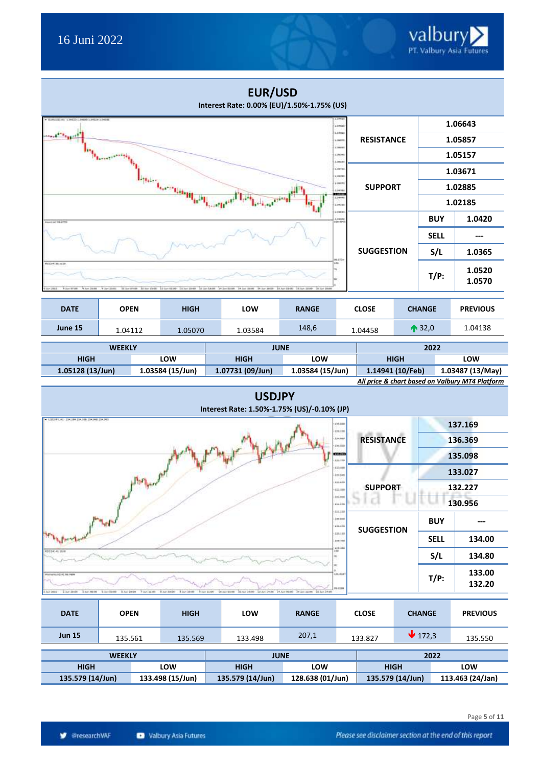## EUR/USD

**Interest Rate: 0.00% (EU)/1.50%-1.75% (US)**

| | | |
|---|---|---|
| **RESISTANCE** | | 1.06643 |
| | | 1.05857 |
| | | 1.05157 |
| **SUPPORT** | | 1.03671 |
| | | 1.02885 |
| | | 1.02185 |
| **SUGGESTION** | BUY | 1.0420 |
| | SELL | --- |
| | S/L | 1.0365 |
| | T/P: | 1.0520<br>1.0570 |

| DATE | OPEN | HIGH | LOW | RANGE | CLOSE | CHANGE | PREVIOUS |
|---|---|---|---|---|---|---|---|
| June 15 | 1.04112 | 1.05070 | 1.03584 | 148,6 | 1.04458 | ↑ 32,0 | 1.04138 |

| WEEKLY | | JUNE | | 2022 | |
|---|---|---|---|---|---|
| HIGH | LOW | HIGH | LOW | HIGH | LOW |
| 1.05128 (13/Jun) | 1.03584 (15/Jun) | 1.07731 (09/Jun) | 1.03584 (15/Jun) | 1.14941 (10/Feb) | 1.03487 (13/May) |

*All price & chart based on Valbury MT4 Platform*

## USDJPY

**Interest Rate: 1.50%-1.75% (US)/-0.10% (JP)**

| | | |
|---|---|---|
| **RESISTANCE** | | 137.169 |
| | | 136.369 |
| | | 135.098 |
| **SUPPORT** | | 133.027 |
| | | 132.227 |
| | | 130.956 |
| **SUGGESTION** | BUY | --- |
| | SELL | 134.00 |
| | S/L | 134.80 |
| | T/P: | 133.00<br>132.20 |

| DATE | OPEN | HIGH | LOW | RANGE | CLOSE | CHANGE | PREVIOUS |
|---|---|---|---|---|---|---|---|
| Jun 15 | 135.561 | 135.569 | 133.498 | 207,1 | 133.827 | ↓ 172,3 | 135.550 |

| WEEKLY | | JUNE | | 2022 | |
|---|---|---|---|---|---|
| HIGH | LOW | HIGH | LOW | HIGH | LOW |
| 135.579 (14/Jun) | 133.498 (15/Jun) | 135.579 (14/Jun) | 128.638 (01/Jun) | 135.579 (14/Jun) | 113.463 (24/Jan) |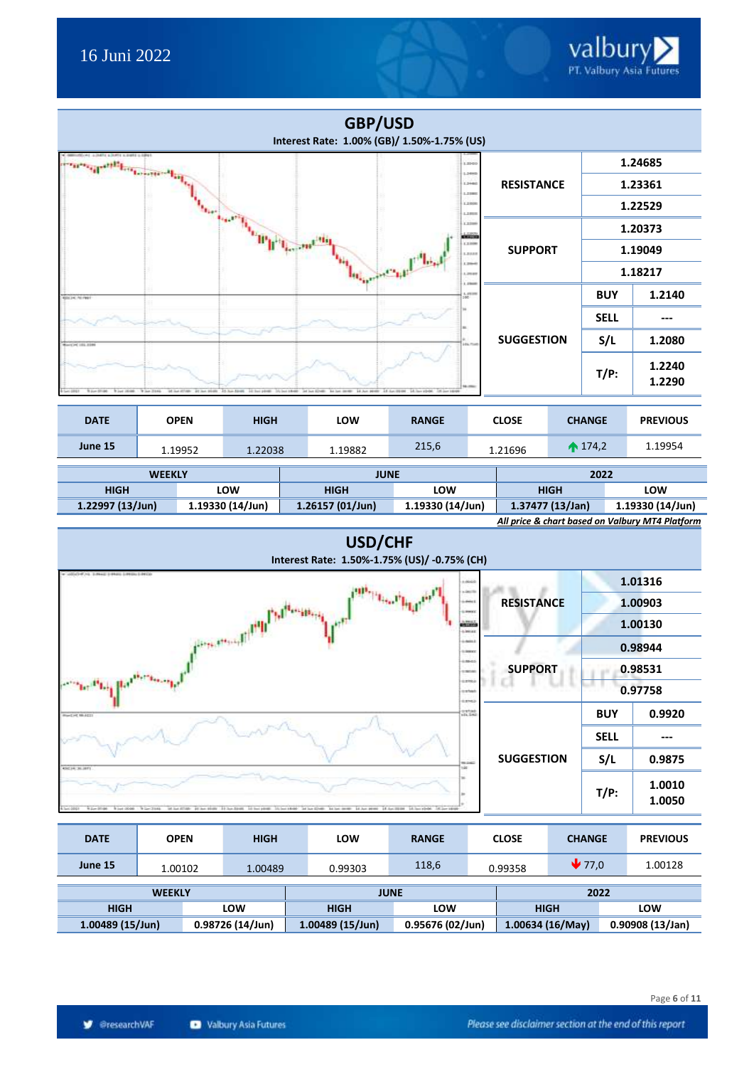16 Juni 2022

## GBP/USD

**Interest Rate: 1.00% (GB)/ 1.50%-1.75% (US)**

| | | |
|---|---|---|
| **RESISTANCE** | | 1.24685 |
| | | 1.23361 |
| | | 1.22529 |
| **SUPPORT** | | 1.20373 |
| | | 1.19049 |
| | | 1.18217 |
| **SUGGESTION** | **BUY** | 1.2140 |
| | **SELL** | --- |
| | **S/L** | 1.2080 |
| | **T/P:** | 1.2240<br>1.2290 |

| DATE | OPEN | HIGH | LOW | RANGE | CLOSE | CHANGE | PREVIOUS |
|---|---|---|---|---|---|---|---|
| **June 15** | 1.19952 | 1.22038 | 1.19882 | 215,6 | 1.21696 | ↑ 174,2 | 1.19954 |

| WEEKLY | | JUNE | | 2022 | |
|---|---|---|---|---|---|
| HIGH | LOW | HIGH | LOW | HIGH | LOW |
| **1.22997 (13/Jun)** | **1.19330 (14/Jun)** | **1.26157 (01/Jun)** | **1.19330 (14/Jun)** | **1.37477 (13/Jan)** | **1.19330 (14/Jun)** |

***All price & chart based on Valbury MT4 Platform***

## USD/CHF

**Interest Rate: 1.50%-1.75% (US)/ -0.75% (CH)**

| | | |
|---|---|---|
| **RESISTANCE** | | 1.01316 |
| | | 1.00903 |
| | | 1.00130 |
| **SUPPORT** | | 0.98944 |
| | | 0.98531 |
| | | 0.97758 |
| **SUGGESTION** | **BUY** | 0.9920 |
| | **SELL** | --- |
| | **S/L** | 0.9875 |
| | **T/P:** | 1.0010<br>1.0050 |

| DATE | OPEN | HIGH | LOW | RANGE | CLOSE | CHANGE | PREVIOUS |
|---|---|---|---|---|---|---|---|
| **June 15** | 1.00102 | 1.00489 | 0.99303 | 118,6 | 0.99358 | ↓ 77,0 | 1.00128 |

| WEEKLY | | JUNE | | 2022 | |
|---|---|---|---|---|---|
| HIGH | LOW | HIGH | LOW | HIGH | LOW |
| **1.00489 (15/Jun)** | **0.98726 (14/Jun)** | **1.00489 (15/Jun)** | **0.95676 (02/Jun)** | **1.00634 (16/May)** | **0.90908 (13/Jan)** |

@researchVAF Valbury Asia Futures *Please see disclaimer section at the end of this report*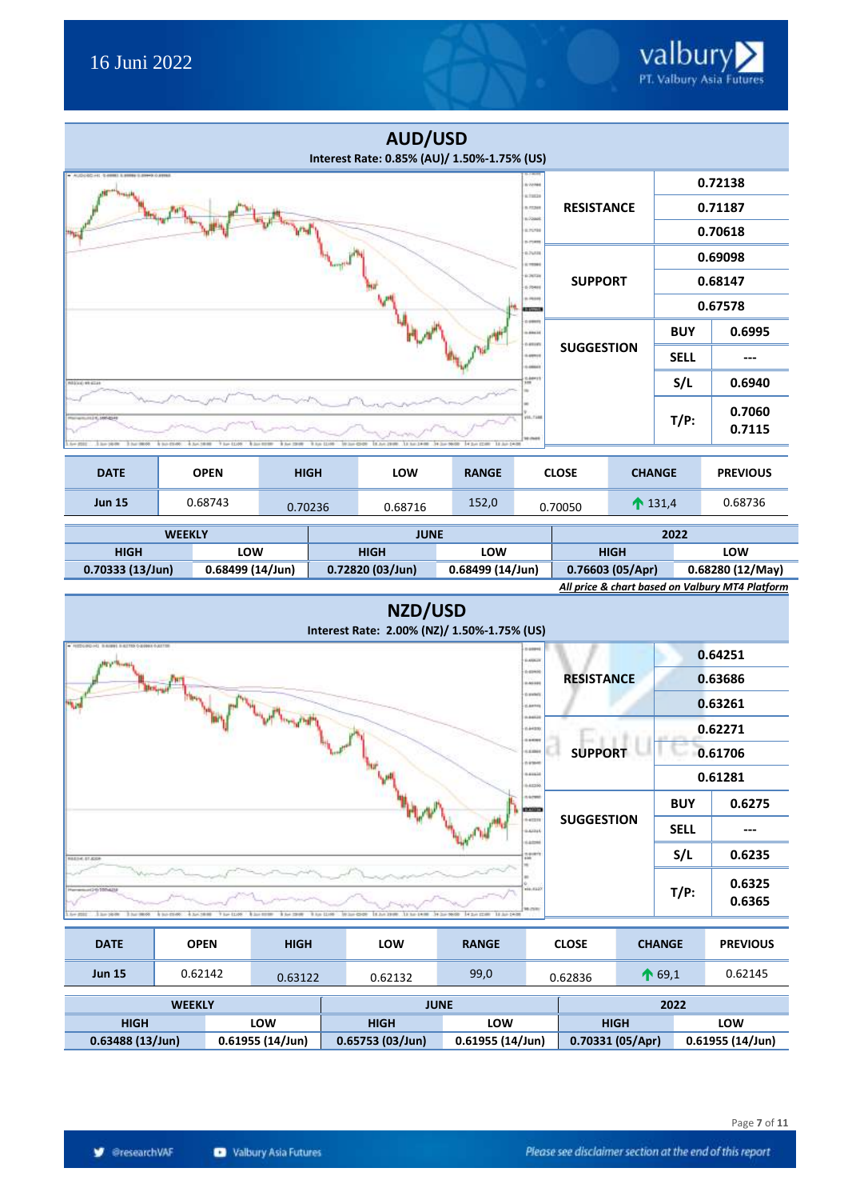## AUD/USD

**Interest Rate: 0.85% (AU)/ 1.50%-1.75% (US)**

| | | |
|---|---|---|
| **RESISTANCE** | | 0.72138 |
| | | 0.71187 |
| | | 0.70618 |
| **SUPPORT** | | 0.69098 |
| | | 0.68147 |
| | | 0.67578 |
| **SUGGESTION** | **BUY** | 0.6995 |
| | **SELL** | --- |
| | **S/L** | 0.6940 |
| | **T/P:** | 0.7060<br>0.7115 |

| DATE | OPEN | HIGH | LOW | RANGE | CLOSE | CHANGE | PREVIOUS |
|---|---|---|---|---|---|---|---|
| Jun 15 | 0.68743 | 0.70236 | 0.68716 | 152,0 | 0.70050 | ↑ 131,4 | 0.68736 |

| WEEKLY | | JUNE | | 2022 | |
|---|---|---|---|---|---|
| HIGH | LOW | HIGH | LOW | HIGH | LOW |
| 0.70333 (13/Jun) | 0.68499 (14/Jun) | 0.72820 (03/Jun) | 0.68499 (14/Jun) | 0.76603 (05/Apr) | 0.68280 (12/May) |

***All price & chart based on Valbury MT4 Platform***

## NZD/USD

**Interest Rate: 2.00% (NZ)/ 1.50%-1.75% (US)**

| | | |
|---|---|---|
| **RESISTANCE** | | 0.64251 |
| | | 0.63686 |
| | | 0.63261 |
| **SUPPORT** | | 0.62271 |
| | | 0.61706 |
| | | 0.61281 |
| **SUGGESTION** | **BUY** | 0.6275 |
| | **SELL** | --- |
| | **S/L** | 0.6235 |
| | **T/P:** | 0.6325<br>0.6365 |

| DATE | OPEN | HIGH | LOW | RANGE | CLOSE | CHANGE | PREVIOUS |
|---|---|---|---|---|---|---|---|
| Jun 15 | 0.62142 | 0.63122 | 0.62132 | 99,0 | 0.62836 | ↑ 69,1 | 0.62145 |

| WEEKLY | | JUNE | | 2022 | |
|---|---|---|---|---|---|
| HIGH | LOW | HIGH | LOW | HIGH | LOW |
| 0.63488 (13/Jun) | 0.61955 (14/Jun) | 0.65753 (03/Jun) | 0.61955 (14/Jun) | 0.70331 (05/Apr) | 0.61955 (14/Jun) |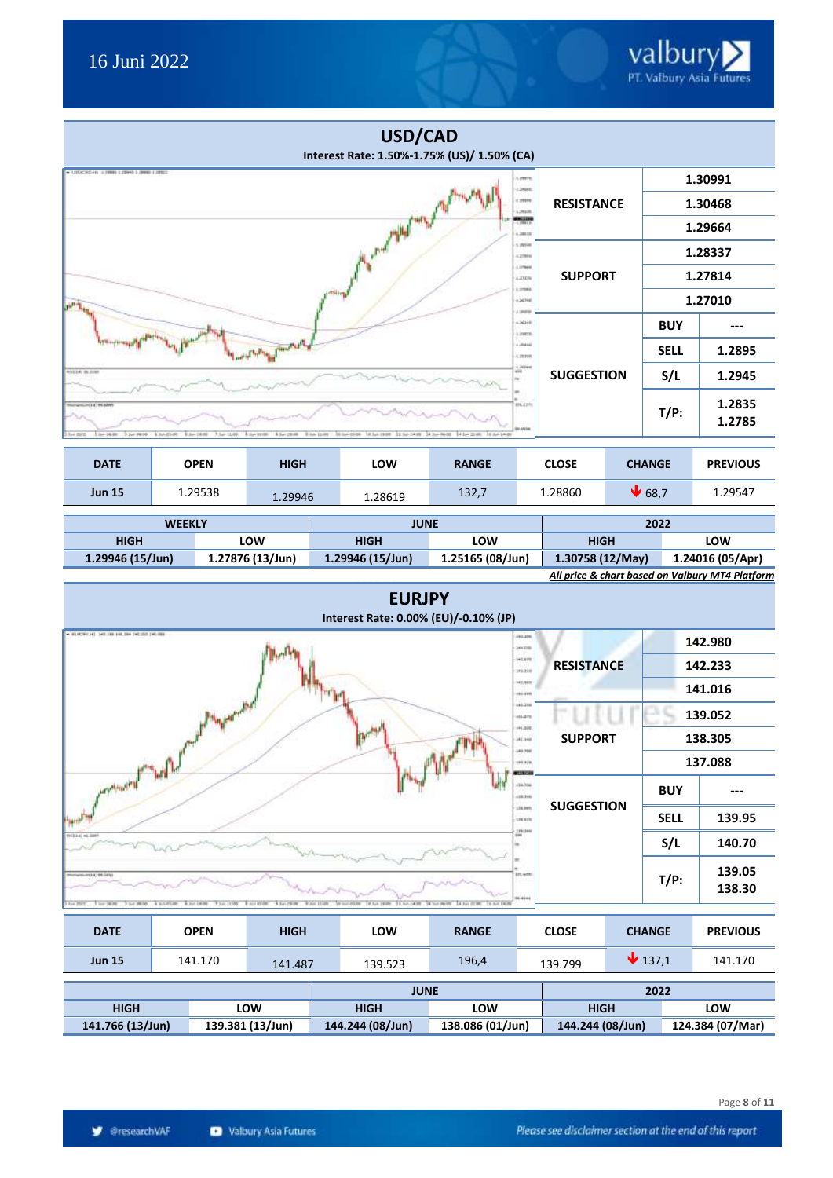## USD/CAD

**Interest Rate: 1.50%-1.75% (US)/ 1.50% (CA)**

| | | |
|---|---|---|
| **RESISTANCE** | | 1.30991 |
| | | 1.30468 |
| | | 1.29664 |
| **SUPPORT** | | 1.28337 |
| | | 1.27814 |
| | | 1.27010 |
| **SUGGESTION** | **BUY** | --- |
| | **SELL** | 1.2895 |
| | **S/L** | 1.2945 |
| | **T/P:** | 1.2835<br>1.2785 |

| DATE | OPEN | HIGH | LOW | RANGE | CLOSE | CHANGE | PREVIOUS |
|---|---|---|---|---|---|---|---|
| Jun 15 | 1.29538 | 1.29946 | 1.28619 | 132,7 | 1.28860 | ↓ 68,7 | 1.29547 |

| WEEKLY | | JUNE | | 2022 | |
|---|---|---|---|---|---|
| HIGH | LOW | HIGH | LOW | HIGH | LOW |
| 1.29946 (15/Jun) | 1.27876 (13/Jun) | 1.29946 (15/Jun) | 1.25165 (08/Jun) | 1.30758 (12/May) | 1.24016 (05/Apr) |

*All price & chart based on Valbury MT4 Platform*

## EURJPY

**Interest Rate: 0.00% (EU)/-0.10% (JP)**

| | | |
|---|---|---|
| **RESISTANCE** | | 142.980 |
| | | 142.233 |
| | | 141.016 |
| **SUPPORT** | | 139.052 |
| | | 138.305 |
| | | 137.088 |
| **SUGGESTION** | **BUY** | --- |
| | **SELL** | 139.95 |
| | **S/L** | 140.70 |
| | **T/P:** | 139.05<br>138.30 |

| DATE | OPEN | HIGH | LOW | RANGE | CLOSE | CHANGE | PREVIOUS |
|---|---|---|---|---|---|---|---|
| Jun 15 | 141.170 | 141.487 | 139.523 | 196,4 | 139.799 | ↓ 137,1 | 141.170 |

| | | JUNE | | 2022 | |
|---|---|---|---|---|---|
| HIGH | LOW | HIGH | LOW | HIGH | LOW |
| 141.766 (13/Jun) | 139.381 (13/Jun) | 144.244 (08/Jun) | 138.086 (01/Jun) | 144.244 (08/Jun) | 124.384 (07/Mar) |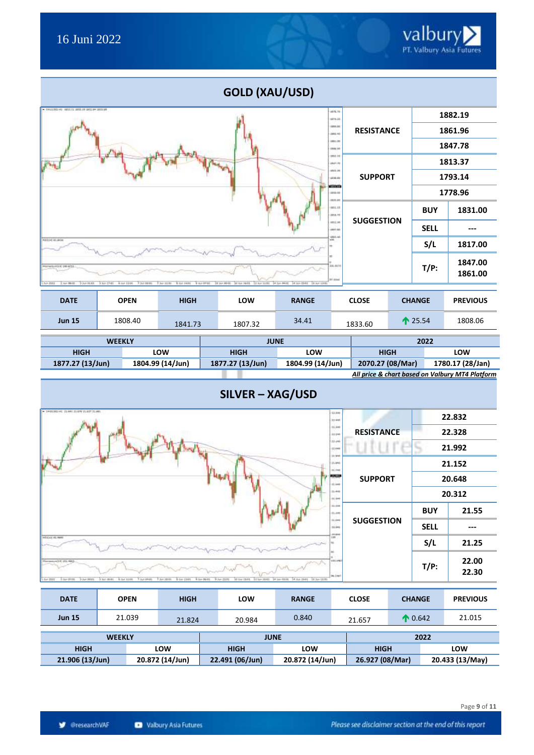## GOLD (XAU/USD)

| | | |
|---|---|---|
| RESISTANCE | | 1882.19 |
| | | 1861.96 |
| | | 1847.78 |
| SUPPORT | | 1813.37 |
| | | 1793.14 |
| | | 1778.96 |
| SUGGESTION | BUY | 1831.00 |
| | SELL | --- |
| | S/L | 1817.00 |
| | T/P: | 1847.00<br>1861.00 |

| DATE | OPEN | HIGH | LOW | RANGE | CLOSE | CHANGE | PREVIOUS |
|---|---|---|---|---|---|---|---|
| Jun 15 | 1808.40 | 1841.73 | 1807.32 | 34.41 | 1833.60 | ↑ 25.54 | 1808.06 |

| WEEKLY | | JUNE | | 2022 | |
|---|---|---|---|---|---|
| HIGH | LOW | HIGH | LOW | HIGH | LOW |
| 1877.27 (13/Jun) | 1804.99 (14/Jun) | 1877.27 (13/Jun) | 1804.99 (14/Jun) | 2070.27 (08/Mar) | 1780.17 (28/Jan) |

***All price & chart based on Valbury MT4 Platform***

## SILVER – XAG/USD

| | | |
|---|---|---|
| RESISTANCE | | 22.832 |
| | | 22.328 |
| | | 21.992 |
| SUPPORT | | 21.152 |
| | | 20.648 |
| | | 20.312 |
| SUGGESTION | BUY | 21.55 |
| | SELL | --- |
| | S/L | 21.25 |
| | T/P: | 22.00<br>22.30 |

| DATE | OPEN | HIGH | LOW | RANGE | CLOSE | CHANGE | PREVIOUS |
|---|---|---|---|---|---|---|---|
| Jun 15 | 21.039 | 21.824 | 20.984 | 0.840 | 21.657 | ↑ 0.642 | 21.015 |

| WEEKLY | | JUNE | | 2022 | |
|---|---|---|---|---|---|
| HIGH | LOW | HIGH | LOW | HIGH | LOW |
| 21.906 (13/Jun) | 20.872 (14/Jun) | 22.491 (06/Jun) | 20.872 (14/Jun) | 26.927 (08/Mar) | 20.433 (13/May) |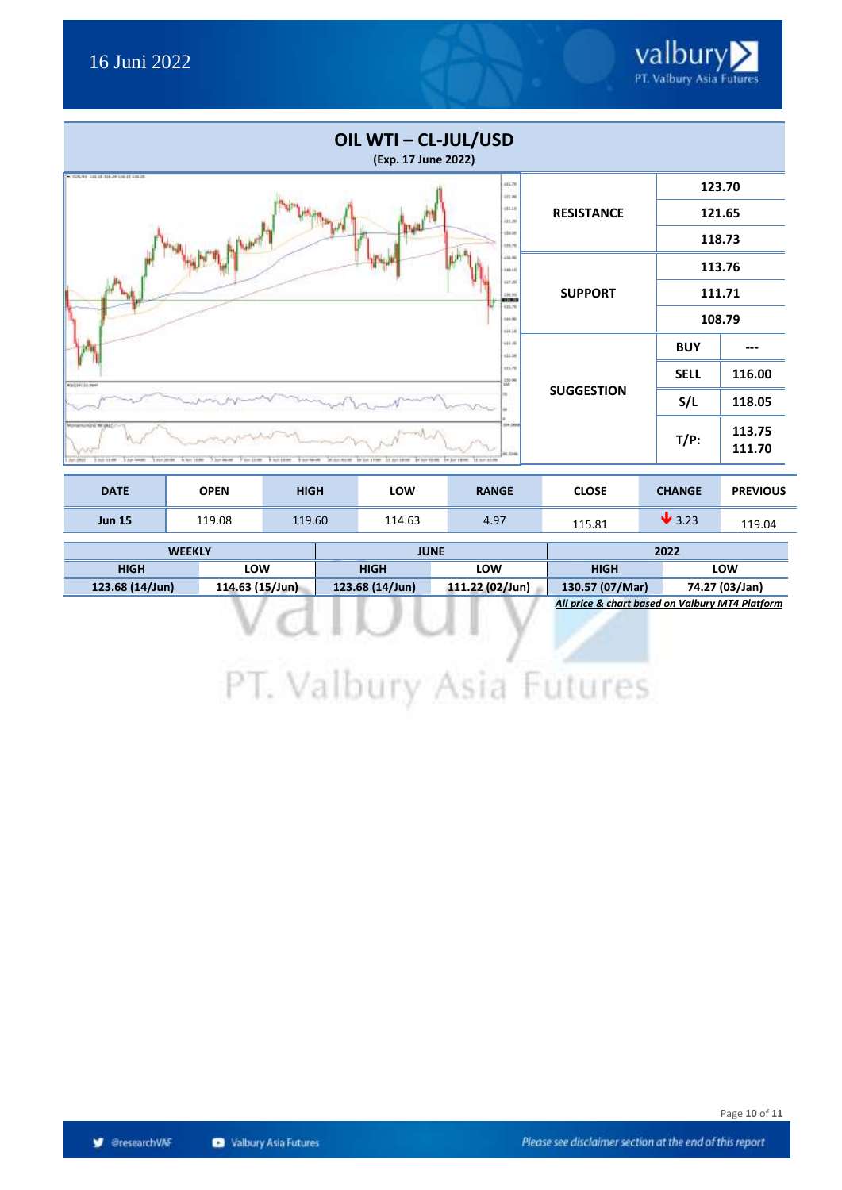# OIL WTI – CL-JUL/USD

**(Exp. 17 June 2022)**

| | | |
|---|---|---|
| **RESISTANCE** | **123.70** | |
| | **121.65** | |
| | **118.73** | |
| **SUPPORT** | **113.76** | |
| | **111.71** | |
| | **108.79** | |
| **SUGGESTION** | **BUY** | **---** |
| | **SELL** | **116.00** |
| | **S/L** | **118.05** |
| | **T/P:** | **113.75** **111.70** |

| DATE | OPEN | HIGH | LOW | RANGE | CLOSE | CHANGE | PREVIOUS |
|---|---|---|---|---|---|---|---|
| **Jun 15** | 119.08 | 119.60 | 114.63 | 4.97 | 115.81 | ↓ 3.23 | 119.04 |

| WEEKLY | | JUNE | | 2022 | |
|---|---|---|---|---|---|
| HIGH | LOW | HIGH | LOW | HIGH | LOW |
| **123.68 (14/Jun)** | **114.63 (15/Jun)** | **123.68 (14/Jun)** | **111.22 (02/Jun)** | **130.57 (07/Mar)** | **74.27 (03/Jan)** |

***All price & chart based on Valbury MT4 Platform***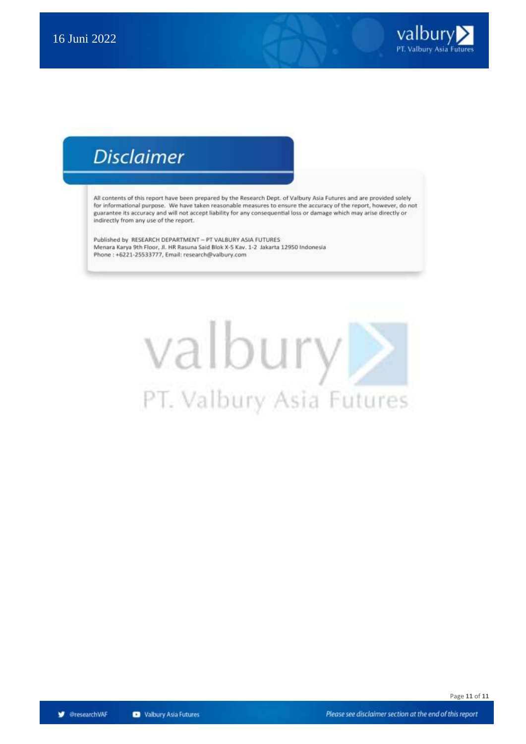# Disclaimer

All contents of this report have been prepared by the Research Dept. of Valbury Asia Futures and are provided solely for informational purpose. We have taken reasonable measures to ensure the accuracy of the report, however, do not guarantee its accuracy and will not accept liability for any consequential loss or damage which may arise directly or indirectly from any use of the report.

Published by RESEARCH DEPARTMENT – PT VALBURY ASIA FUTURES
Menara Karya 9th Floor, Jl. HR Rasuna Said Blok X-5 Kav. 1-2 Jakarta 12950 Indonesia
Phone : +6221-25533777, Email: research@valbury.com

valbury
PT. Valbury Asia Futures